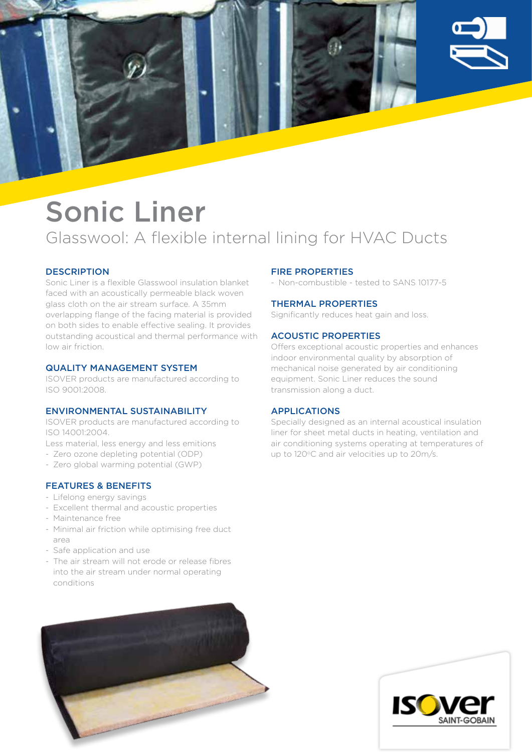# Sonic Liner

## Glasswool: A flexible internal lining for HVAC Ducts

### DESCRIPTION

Sonic Liner is a flexible Glasswool insulation blanket faced with an acoustically permeable black woven glass cloth on the air stream surface. A 35mm overlapping flange of the facing material is provided on both sides to enable effective sealing. It provides outstanding acoustical and thermal performance with low air friction.

### QUALITY MANAGEMENT SYSTEM

ISOVER products are manufactured according to ISO 9001:2008.

### ENVIRONMENTAL SUSTAINABILITY

ISOVER products are manufactured according to ISO 14001:2004.

Less material, less energy and less emitions

- Zero ozone depleting potential (ODP)
- Zero global warming potential (GWP)

### FEATURES & BENEFITS

- Lifelong energy savings
- Excellent thermal and acoustic properties
- Maintenance free
- Minimal air friction while optimising free duct area
- Safe application and use
- The air stream will not erode or release fibres into the air stream under normal operating conditions

### FIRE PROPERTIES

- Non-combustible - tested to SANS 10177-5

### THERMAL PROPERTIES

Significantly reduces heat gain and loss.

### ACOUSTIC PROPERTIES

Offers exceptional acoustic properties and enhances indoor environmental quality by absorption of mechanical noise generated by air conditioning equipment. Sonic Liner reduces the sound transmission along a duct.

### APPLICATIONS

Specially designed as an internal acoustical insulation liner for sheet metal ducts in heating, ventilation and air conditioning systems operating at temperatures of up to 120°C and air velocities up to 20m/s.

ISOVER SAINT-GOBAIN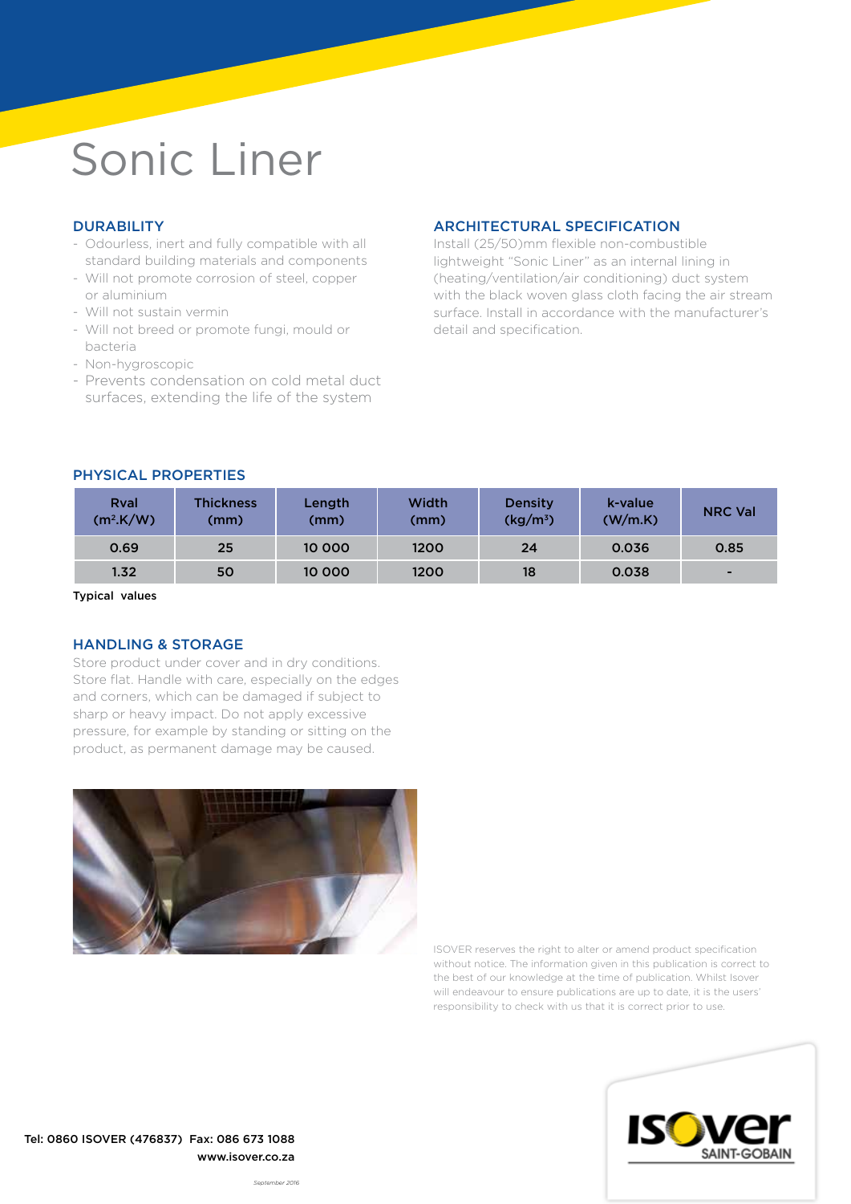# Sonic Liner

## DURABILITY

- Odourless, inert and fully compatible with all standard building materials and components
- Will not promote corrosion of steel, copper or aluminium
- Will not sustain vermin
- Will not breed or promote fungi, mould or bacteria
- Non-hygroscopic
- Prevents condensation on cold metal duct surfaces, extending the life of the system

## ARCHITECTURAL SPECIFICATION

Install (25/50)mm flexible non-combustible lightweight "Sonic Liner" as an internal lining in (heating/ventilation/air conditioning) duct system with the black woven glass cloth facing the air stream surface. Install in accordance with the manufacturer's detail and specification.

## PHYSICAL PROPERTIES

| Rval ($m^2.K/W$) | Thickness (mm) | Length (mm) | Width (mm) | Density ($kg/m^3$) | k-value (W/m.K) | NRC Val |
|---|---|---|---|---|---|---|
| 0.69 | 25 | 10 000 | 1200 | 24 | 0.036 | 0.85 |
| 1.32 | 50 | 10 000 | 1200 | 18 | 0.038 | - |

**Typical values**

## HANDLING & STORAGE

Store product under cover and in dry conditions. Store flat. Handle with care, especially on the edges and corners, which can be damaged if subject to sharp or heavy impact. Do not apply excessive pressure, for example by standing or sitting on the product, as permanent damage may be caused.

ISOVER reserves the right to alter or amend product specification without notice. The information given in this publication is correct to the best of our knowledge at the time of publication. Whilst Isover will endeavour to ensure publications are up to date, it is the users' responsibility to check with us that it is correct prior to use.

Tel: 0860 ISOVER (476837) Fax: 086 673 1088
www.isover.co.za

*September 2016*